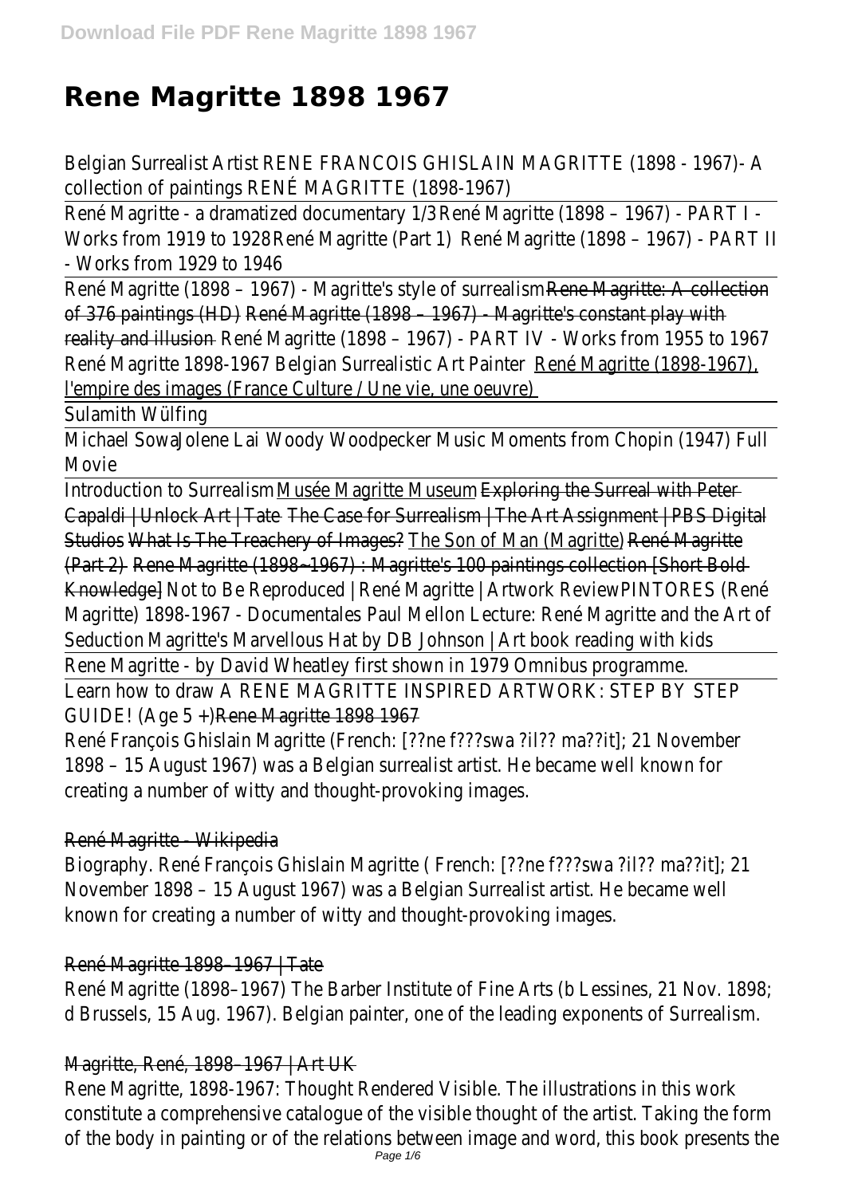# Rene Magritte 1898 1967

Belgian Surrealist Artist RENE FRANCOIS GHISLAIN MAGRITTE (1898 - 1967)- A collection of paintings RENÉ MAGRITTE (1898-1967)

René Magritte - a dramatized documentary 1/3 René Magritte (1898 – 1967) - PART I - Works from 1919 to 1928 René Magritte (Part 1) René Magritte (1898 – 1967) - PART II - Works from 1929 to 1946

René Magritte (1898 – 1967) - Magritte's style of surrealism Rene Magritte: A collection of 376 paintings (HD) René Magritte (1898 – 1967) - Magritte's constant play with reality and illusion René Magritte (1898 – 1967) - PART IV - Works from 1955 to 1967 René Magritte 1898-1967 Belgian Surrealistic Art Painter René Magritte (1898-1967), l'empire des images (France Culture / Une vie, une oeuvre)

Sulamith Wülfing

Michael Sowa Jolene Lai Woody Woodpecker Music Moments from Chopin (1947) Full Movie

Introduction to Surrealism Musée Magritte Museum Exploring the Surreal with Peter Capaldi | Unlock Art | Tate The Case for Surrealism | The Art Assignment | PBS Digital Studios What Is The Treachery of Images? The Son of Man (Magritte) René Magritte (Part 2) Rene Magritte (1898~1967) : Magritte's 100 paintings collection [Short Bold Knowledge] Not to Be Reproduced | René Magritte | Artwork Review PINTORES (René Magritte) 1898-1967 - Documentales Paul Mellon Lecture: René Magritte and the Art of Seduction Magritte's Marvellous Hat by DB Johnson | Art book reading with kids

Rene Magritte - by David Wheatley first shown in 1979 Omnibus programme.

Learn how to draw A RENE MAGRITTE INSPIRED ARTWORK: STEP BY STEP GUIDE! (Age 5 +) Rene Magritte 1898 1967

René François Ghislain Magritte (French: [??ne f???swa ?il?? ma??it]; 21 November 1898 – 15 August 1967) was a Belgian surrealist artist. He became well known for creating a number of witty and thought-provoking images.

## René Magritte - Wikipedia

Biography. René François Ghislain Magritte ( French: [??ne f???swa ?il?? ma??it]; 21 November 1898 – 15 August 1967) was a Belgian Surrealist artist. He became well known for creating a number of witty and thought-provoking images.

## René Magritte 1898–1967 | Tate

René Magritte (1898–1967) The Barber Institute of Fine Arts (b Lessines, 21 Nov. 1898; d Brussels, 15 Aug. 1967). Belgian painter, one of the leading exponents of Surrealism.

## Magritte, René, 1898–1967 | Art UK

Rene Magritte, 1898-1967: Thought Rendered Visible. The illustrations in this work constitute a comprehensive catalogue of the visible thought of the artist. Taking the form of the body in painting or of the relations between image and word, this book presents the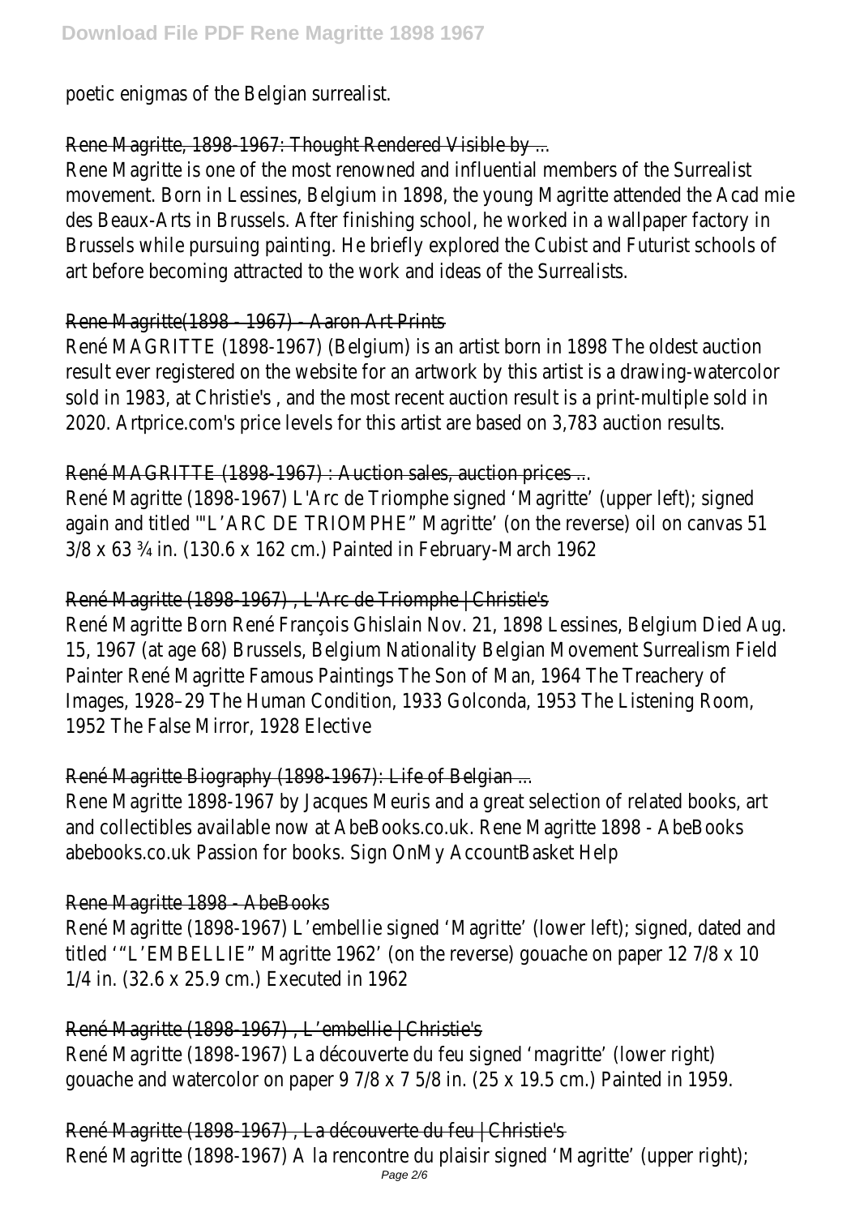poetic enigmas of the Belgian surrealist.

## Rene Magritte, 1898-1967: Thought Rendered Visible by ...

Rene Magritte is one of the most renowned and influential members of the Surrealist movement. Born in Lessines, Belgium in 1898, the young Magritte attended the Acad mie des Beaux-Arts in Brussels. After finishing school, he worked in a wallpaper factory in Brussels while pursuing painting. He briefly explored the Cubist and Futurist schools of art before becoming attracted to the work and ideas of the Surrealists.

## Rene Magritte(1898 - 1967) - Aaron Art Prints

René MAGRITTE (1898-1967) (Belgium) is an artist born in 1898 The oldest auction result ever registered on the website for an artwork by this artist is a drawing-watercolor sold in 1983, at Christie's , and the most recent auction result is a print-multiple sold in 2020. Artprice.com's price levels for this artist are based on 3,783 auction results.

## René MAGRITTE (1898-1967) : Auction sales, auction prices ...

René Magritte (1898-1967) L'Arc de Triomphe signed 'Magritte' (upper left); signed again and titled '"L'ARC DE TRIOMPHE" Magritte' (on the reverse) oil on canvas 51 3/8 x 63 ¾ in. (130.6 x 162 cm.) Painted in February-March 1962

## René Magritte (1898-1967) , L'Arc de Triomphe | Christie's

René Magritte Born René François Ghislain Nov. 21, 1898 Lessines, Belgium Died Aug. 15, 1967 (at age 68) Brussels, Belgium Nationality Belgian Movement Surrealism Field Painter René Magritte Famous Paintings The Son of Man, 1964 The Treachery of Images, 1928–29 The Human Condition, 1933 Golconda, 1953 The Listening Room, 1952 The False Mirror, 1928 Elective

## René Magritte Biography (1898-1967): Life of Belgian ...

Rene Magritte 1898-1967 by Jacques Meuris and a great selection of related books, art and collectibles available now at AbeBooks.co.uk. Rene Magritte 1898 - AbeBooks abebooks.co.uk Passion for books. Sign OnMy AccountBasket Help

## Rene Magritte 1898 - AbeBooks

René Magritte (1898-1967) L'embellie signed 'Magritte' (lower left); signed, dated and titled '"L'EMBELLIE" Magritte 1962' (on the reverse) gouache on paper 12 7/8 x 10 1/4 in. (32.6 x 25.9 cm.) Executed in 1962

## René Magritte (1898-1967) , L'embellie | Christie's

René Magritte (1898-1967) La découverte du feu signed 'magritte' (lower right) gouache and watercolor on paper 9 7/8 x 7 5/8 in. (25 x 19.5 cm.) Painted in 1959.

## René Magritte (1898-1967) , La découverte du feu | Christie's

René Magritte (1898-1967) A la rencontre du plaisir signed 'Magritte' (upper right);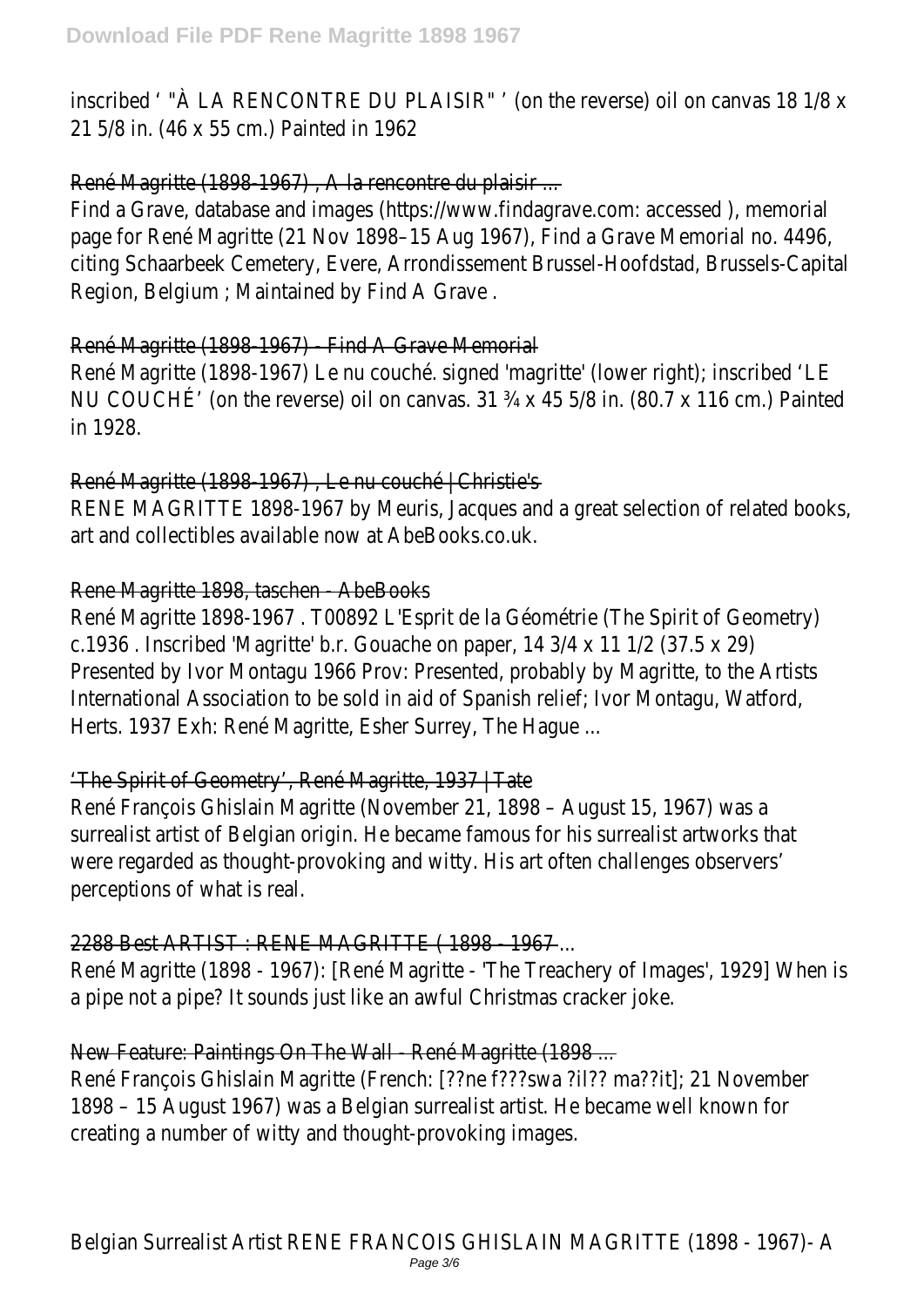inscribed ' "À LA RENCONTRE DU PLAISIR" ' (on the reverse) oil on canvas 18 1/8 x 21 5/8 in. (46 x 55 cm.) Painted in 1962

René Magritte (1898-1967) , A la rencontre du plaisir ...

Find a Grave, database and images (https://www.findagrave.com: accessed ), memorial page for René Magritte (21 Nov 1898–15 Aug 1967), Find a Grave Memorial no. 4496, citing Schaarbeek Cemetery, Evere, Arrondissement Brussel-Hoofdstad, Brussels-Capital Region, Belgium ; Maintained by Find A Grave .

René Magritte (1898-1967) - Find A Grave Memorial

René Magritte (1898-1967) Le nu couché. signed 'magritte' (lower right); inscribed 'LE NU COUCHÉ' (on the reverse) oil on canvas. 31 ¾ x 45 5/8 in. (80.7 x 116 cm.) Painted in 1928.

René Magritte (1898-1967) , Le nu couché | Christie's

RENE MAGRITTE 1898-1967 by Meuris, Jacques and a great selection of related books, art and collectibles available now at AbeBooks.co.uk.

Rene Magritte 1898, taschen - AbeBooks

René Magritte 1898-1967 . T00892 L'Esprit de la Géométrie (The Spirit of Geometry) c.1936 . Inscribed 'Magritte' b.r. Gouache on paper, 14 3/4 x 11 1/2 (37.5 x 29) Presented by Ivor Montagu 1966 Prov: Presented, probably by Magritte, to the Artists International Association to be sold in aid of Spanish relief; Ivor Montagu, Watford, Herts. 1937 Exh: René Magritte, Esher Surrey, The Hague ...

'The Spirit of Geometry', René Magritte, 1937 | Tate

René François Ghislain Magritte (November 21, 1898 – August 15, 1967) was a surrealist artist of Belgian origin. He became famous for his surrealist artworks that were regarded as thought-provoking and witty. His art often challenges observers' perceptions of what is real.

2288 Best ARTIST : RENE MAGRITTE ( 1898 - 1967 ...

René Magritte (1898 - 1967): [René Magritte - 'The Treachery of Images', 1929] When is a pipe not a pipe? It sounds just like an awful Christmas cracker joke.

New Feature: Paintings On The Wall - René Magritte (1898 ...

René François Ghislain Magritte (French: [??ne f???swa ?il?? ma??it]; 21 November 1898 – 15 August 1967) was a Belgian surrealist artist. He became well known for creating a number of witty and thought-provoking images.

Belgian Surrealist Artist RENE FRANCOIS GHISLAIN MAGRITTE (1898 - 1967)- A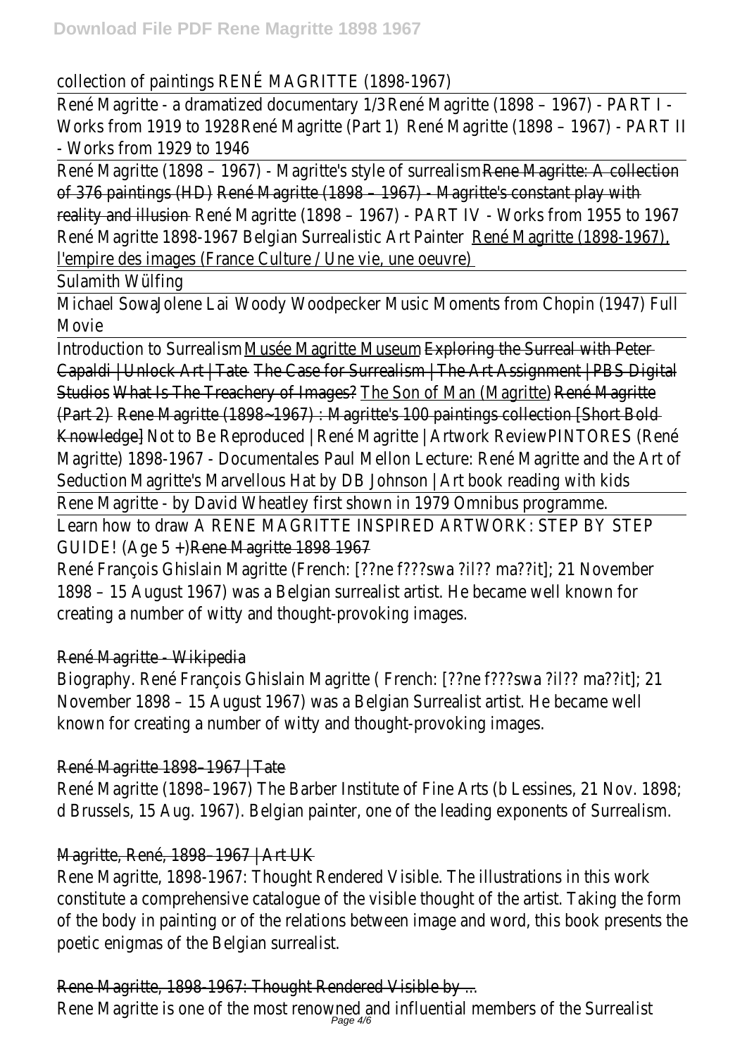collection of paintings RENÉ MAGRITTE (1898-1967)

René Magritte - a dramatized documentary 1/3 René Magritte (1898 – 1967) - PART I - Works from 1919 to 1928 René Magritte (Part 1) René Magritte (1898 – 1967) - PART II - Works from 1929 to 1946

René Magritte (1898 – 1967) - Magritte's style of surrealism Rene Magritte: A collection of 376 paintings (HD) René Magritte (1898 – 1967) - Magritte's constant play with reality and illusion René Magritte (1898 – 1967) - PART IV - Works from 1955 to 1967 René Magritte 1898-1967 Belgian Surrealistic Art Painter René Magritte (1898-1967), l'empire des images (France Culture / Une vie, une oeuvre)

Sulamith Wülfing

Michael SowaJolene Lai Woody Woodpecker Music Moments from Chopin (1947) Full Movie

Introduction to Surrealism Musée Magritte Museum Exploring the Surreal with Peter Capaldi | Unlock Art | Tate The Case for Surrealism | The Art Assignment | PBS Digital Studios What Is The Treachery of Images? The Son of Man (Magritte) René Magritte (Part 2) Rene Magritte (1898~1967) : Magritte's 100 paintings collection [Short Bold Knowledge] Not to Be Reproduced | René Magritte | Artwork Review PINTORES (René Magritte) 1898-1967 - Documentales Paul Mellon Lecture: René Magritte and the Art of Seduction Magritte's Marvellous Hat by DB Johnson | Art book reading with kids

Rene Magritte - by David Wheatley first shown in 1979 Omnibus programme.

Learn how to draw A RENE MAGRITTE INSPIRED ARTWORK: STEP BY STEP GUIDE! (Age 5 +) Rene Magritte 1898 1967

René François Ghislain Magritte (French: [??ne f???swa ?il?? ma??it]; 21 November 1898 – 15 August 1967) was a Belgian surrealist artist. He became well known for creating a number of witty and thought-provoking images.

René Magritte - Wikipedia

Biography. René François Ghislain Magritte ( French: [??ne f???swa ?il?? ma??it]; 21 November 1898 – 15 August 1967) was a Belgian Surrealist artist. He became well known for creating a number of witty and thought-provoking images.

René Magritte 1898–1967 | Tate

René Magritte (1898–1967) The Barber Institute of Fine Arts (b Lessines, 21 Nov. 1898; d Brussels, 15 Aug. 1967). Belgian painter, one of the leading exponents of Surrealism.

Magritte, René, 1898–1967 | Art UK

Rene Magritte, 1898-1967: Thought Rendered Visible. The illustrations in this work constitute a comprehensive catalogue of the visible thought of the artist. Taking the form of the body in painting or of the relations between image and word, this book presents the poetic enigmas of the Belgian surrealist.

Rene Magritte, 1898-1967: Thought Rendered Visible by ...

Rene Magritte is one of the most renowned and influential members of the Surrealist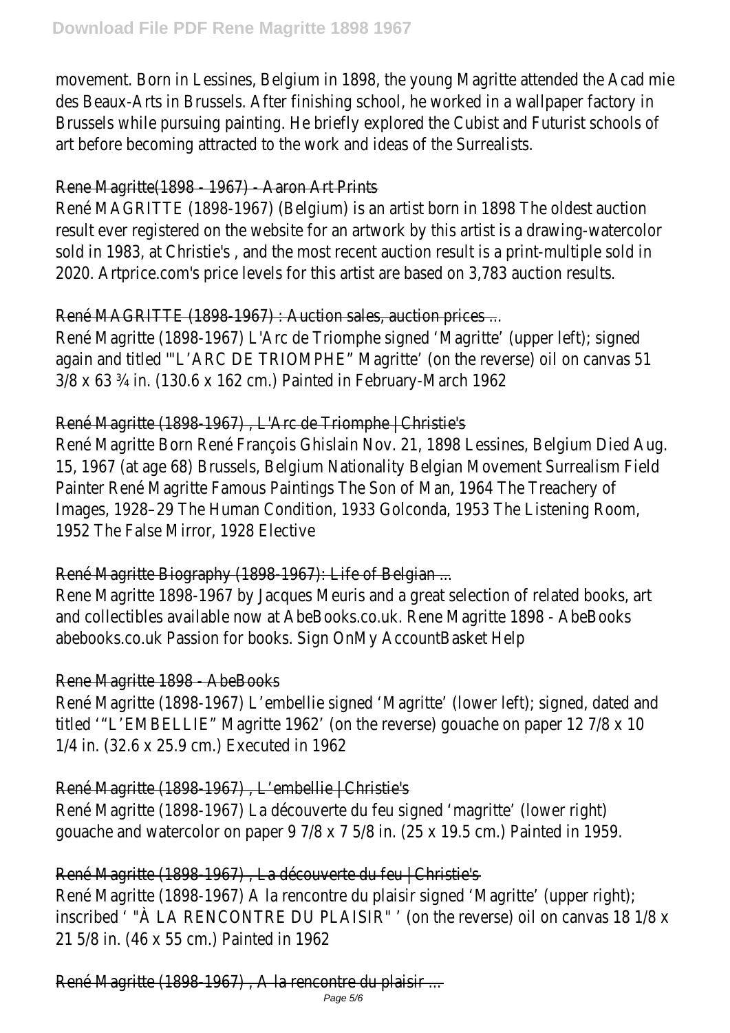movement. Born in Lessines, Belgium in 1898, the young Magritte attended the Acad mie des Beaux-Arts in Brussels. After finishing school, he worked in a wallpaper factory in Brussels while pursuing painting. He briefly explored the Cubist and Futurist schools of art before becoming attracted to the work and ideas of the Surrealists.

## Rene Magritte(1898 - 1967) - Aaron Art Prints

René MAGRITTE (1898-1967) (Belgium) is an artist born in 1898 The oldest auction result ever registered on the website for an artwork by this artist is a drawing-watercolor sold in 1983, at Christie's , and the most recent auction result is a print-multiple sold in 2020. Artprice.com's price levels for this artist are based on 3,783 auction results.

## René MAGRITTE (1898-1967) : Auction sales, auction prices ...

René Magritte (1898-1967) L'Arc de Triomphe signed 'Magritte' (upper left); signed again and titled '"L'ARC DE TRIOMPHE" Magritte' (on the reverse) oil on canvas 51 3/8 x 63 ¾ in. (130.6 x 162 cm.) Painted in February-March 1962

## René Magritte (1898-1967) , L'Arc de Triomphe | Christie's

René Magritte Born René François Ghislain Nov. 21, 1898 Lessines, Belgium Died Aug. 15, 1967 (at age 68) Brussels, Belgium Nationality Belgian Movement Surrealism Field Painter René Magritte Famous Paintings The Son of Man, 1964 The Treachery of Images, 1928–29 The Human Condition, 1933 Golconda, 1953 The Listening Room, 1952 The False Mirror, 1928 Elective

## René Magritte Biography (1898-1967): Life of Belgian ...

Rene Magritte 1898-1967 by Jacques Meuris and a great selection of related books, art and collectibles available now at AbeBooks.co.uk. Rene Magritte 1898 - AbeBooks abebooks.co.uk Passion for books. Sign OnMy AccountBasket Help

## Rene Magritte 1898 - AbeBooks

René Magritte (1898-1967) L'embellie signed 'Magritte' (lower left); signed, dated and titled '"L'EMBELLIE" Magritte 1962' (on the reverse) gouache on paper 12 7/8 x 10 1/4 in. (32.6 x 25.9 cm.) Executed in 1962

## René Magritte (1898-1967) , L'embellie | Christie's

René Magritte (1898-1967) La découverte du feu signed 'magritte' (lower right) gouache and watercolor on paper 9 7/8 x 7 5/8 in. (25 x 19.5 cm.) Painted in 1959.

## René Magritte (1898-1967) , La découverte du feu | Christie's

René Magritte (1898-1967) A la rencontre du plaisir signed 'Magritte' (upper right); inscribed ' "À LA RENCONTRE DU PLAISIR" ' (on the reverse) oil on canvas 18 1/8 x 21 5/8 in. (46 x 55 cm.) Painted in 1962

## René Magritte (1898-1967) , A la rencontre du plaisir ...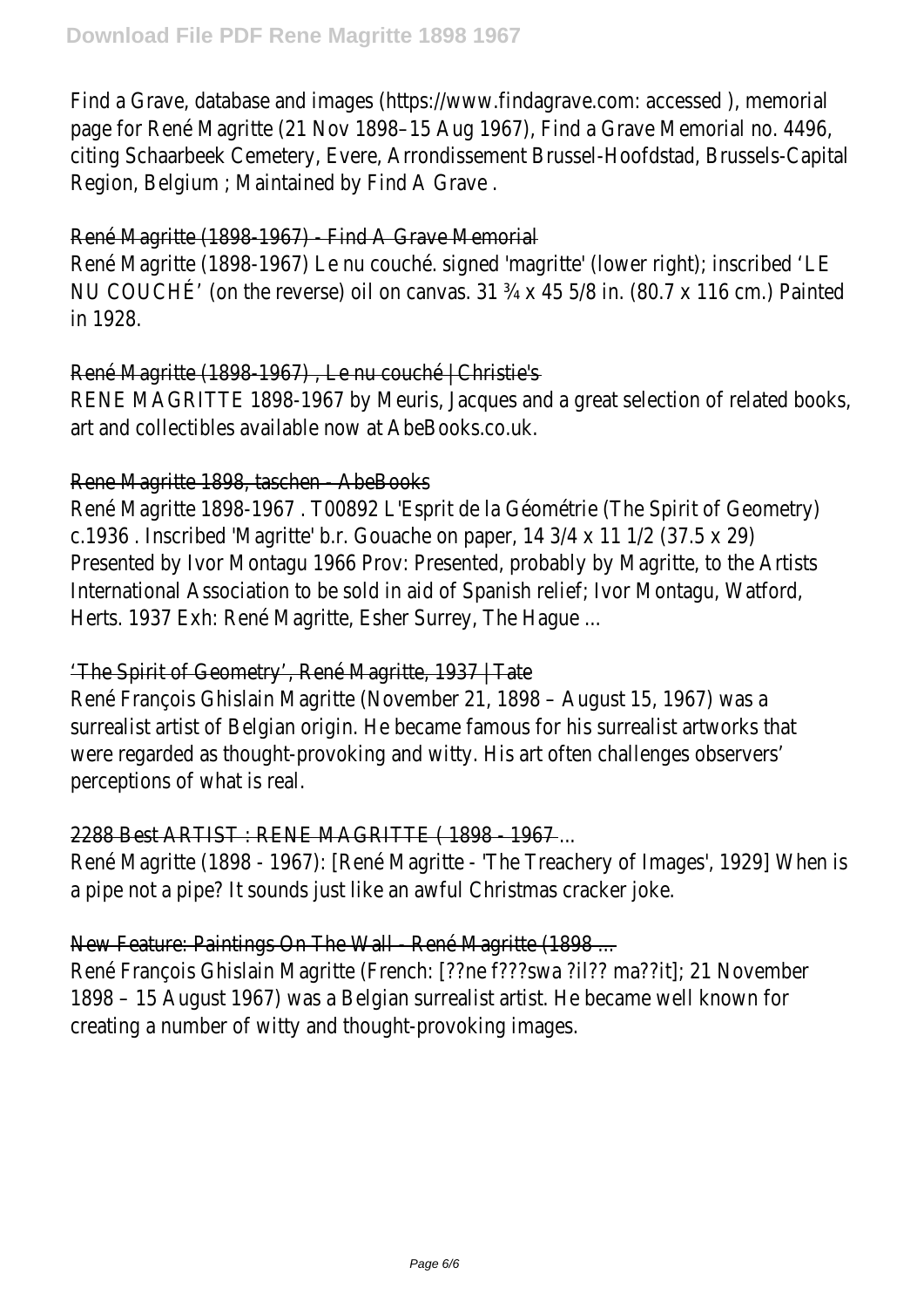Find a Grave, database and images (https://www.findagrave.com: accessed ), memorial page for René Magritte (21 Nov 1898–15 Aug 1967), Find a Grave Memorial no. 4496, citing Schaarbeek Cemetery, Evere, Arrondissement Brussel-Hoofdstad, Brussels-Capital Region, Belgium ; Maintained by Find A Grave .

René Magritte (1898-1967) - Find A Grave Memorial

René Magritte (1898-1967) Le nu couché. signed 'magritte' (lower right); inscribed 'LE NU COUCHÉ' (on the reverse) oil on canvas. 31 ¾ x 45 5/8 in. (80.7 x 116 cm.) Painted in 1928.

René Magritte (1898-1967) , Le nu couché | Christie's

RENE MAGRITTE 1898-1967 by Meuris, Jacques and a great selection of related books, art and collectibles available now at AbeBooks.co.uk.

Rene Magritte 1898, taschen - AbeBooks

René Magritte 1898-1967 . T00892 L'Esprit de la Géométrie (The Spirit of Geometry) c.1936 . Inscribed 'Magritte' b.r. Gouache on paper, 14 3/4 x 11 1/2 (37.5 x 29) Presented by Ivor Montagu 1966 Prov: Presented, probably by Magritte, to the Artists International Association to be sold in aid of Spanish relief; Ivor Montagu, Watford, Herts. 1937 Exh: René Magritte, Esher Surrey, The Hague ...

'The Spirit of Geometry', René Magritte, 1937 | Tate

René François Ghislain Magritte (November 21, 1898 – August 15, 1967) was a surrealist artist of Belgian origin. He became famous for his surrealist artworks that were regarded as thought-provoking and witty. His art often challenges observers' perceptions of what is real.

2288 Best ARTIST : RENE MAGRITTE ( 1898 - 1967 ...

René Magritte (1898 - 1967): [René Magritte - 'The Treachery of Images', 1929] When is a pipe not a pipe? It sounds just like an awful Christmas cracker joke.

New Feature: Paintings On The Wall - René Magritte (1898 ...

René François Ghislain Magritte (French: [??ne f???swa ?il?? ma??it]; 21 November 1898 – 15 August 1967) was a Belgian surrealist artist. He became well known for creating a number of witty and thought-provoking images.